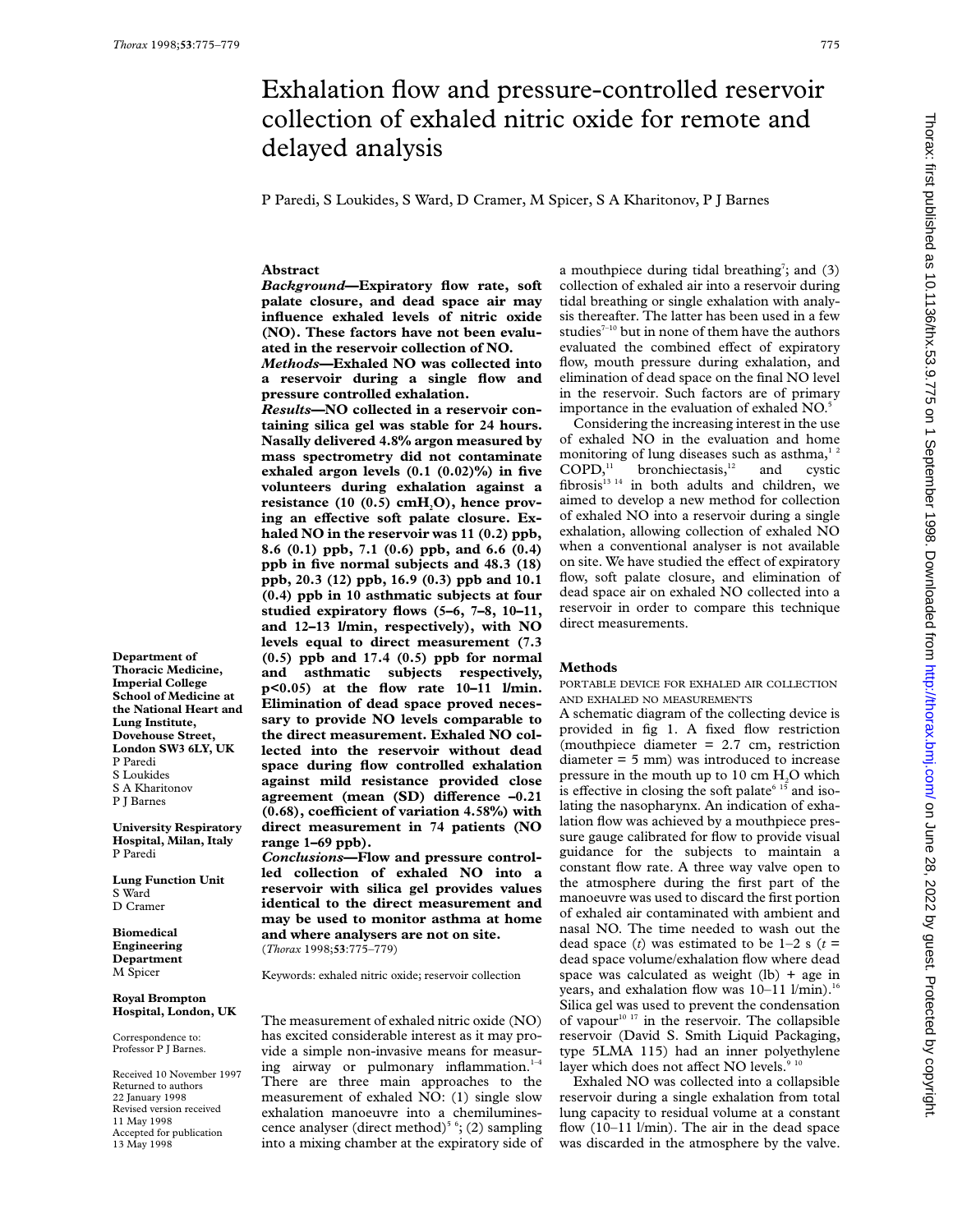# Exhalation flow and pressure-controlled reservoir collection of exhaled nitric oxide for remote and delayed analysis

P Paredi, S Loukides, S Ward, D Cramer, M Spicer, S A Kharitonov, P J Barnes

## Abstract

***Background*—Expiratory flow rate, soft palate closure, and dead space air may influence exhaled levels of nitric oxide (NO). These factors have not been evaluated in the reservoir collection of NO.**

***Methods*—Exhaled NO was collected into a reservoir during a single flow and pressure controlled exhalation.**

***Results*—NO collected in a reservoir containing silica gel was stable for 24 hours. Nasally delivered 4.8% argon measured by mass spectrometry did not contaminate exhaled argon levels (0.1 (0.02)%) in five volunteers during exhalation against a resistance (10 (0.5) cm$H_2O$), hence proving an effective soft palate closure. Exhaled NO in the reservoir was 11 (0.2) ppb, 8.6 (0.1) ppb, 7.1 (0.6) ppb, and 6.6 (0.4) ppb in five normal subjects and 48.3 (18) ppb, 20.3 (12) ppb, 16.9 (0.3) ppb and 10.1 (0.4) ppb in 10 asthmatic subjects at four studied expiratory flows (5–6, 7–8, 10–11, and 12–13 l/min, respectively), with NO levels equal to direct measurement (7.3 (0.5) ppb and 17.4 (0.5) ppb for normal and asthmatic subjects respectively, $p<0.05$) at the flow rate 10–11 l/min. Elimination of dead space proved necessary to provide NO levels comparable to the direct measurement. Exhaled NO collected into the reservoir without dead space during flow controlled exhalation against mild resistance provided close agreement (mean (SD) difference –0.21 (0.68), coefficient of variation 4.58%) with direct measurement in 74 patients (NO range 1–69 ppb).**

***Conclusions*—Flow and pressure controlled collection of exhaled NO into a reservoir with silica gel provides values identical to the direct measurement and may be used to monitor asthma at home and where analysers are not on site.**

(*Thorax* 1998;**53**:775–779)

Keywords: exhaled nitric oxide; reservoir collection

**Department of Thoracic Medicine, Imperial College School of Medicine at the National Heart and Lung Institute, Dovehouse Street, London SW3 6LY, UK**
P Paredi
S Loukides
S A Kharitonov
P J Barnes

**University Respiratory Hospital, Milan, Italy**
P Paredi

**Lung Function Unit**
S Ward
D Cramer

**Biomedical Engineering Department**
M Spicer

**Royal Brompton Hospital, London, UK**

Correspondence to: Professor P J Barnes.

Received 10 November 1997
Returned to authors 22 January 1998
Revised version received 11 May 1998
Accepted for publication 13 May 1998

The measurement of exhaled nitric oxide (NO) has excited considerable interest as it may provide a simple non-invasive means for measuring airway or pulmonary inflammation.[1–4] There are three main approaches to the measurement of exhaled NO: (1) single slow exhalation manoeuvre into a chemiluminescence analyser (direct method)[5 6]; (2) sampling into a mixing chamber at the expiratory side of a mouthpiece during tidal breathing[7]; and (3) collection of exhaled air into a reservoir during tidal breathing or single exhalation with analysis thereafter. The latter has been used in a few studies[7–10] but in none of them have the authors evaluated the combined effect of expiratory flow, mouth pressure during exhalation, and elimination of dead space on the final NO level in the reservoir. Such factors are of primary importance in the evaluation of exhaled NO.[5]

Considering the increasing interest in the use of exhaled NO in the evaluation and home monitoring of lung diseases such as asthma,[1 2] COPD,[11] bronchiectasis,[12] and cystic fibrosis[13 14] in both adults and children, we aimed to develop a new method for collection of exhaled NO into a reservoir during a single exhalation, allowing collection of exhaled NO when a conventional analyser is not available on site. We have studied the effect of expiratory flow, soft palate closure, and elimination of dead space air on exhaled NO collected into a reservoir in order to compare this technique direct measurements.

## Methods

### PORTABLE DEVICE FOR EXHALED AIR COLLECTION AND EXHALED NO MEASUREMENTS

A schematic diagram of the collecting device is provided in fig 1. A fixed flow restriction (mouthpiece diameter = 2.7 cm, restriction diameter = 5 mm) was introduced to increase pressure in the mouth up to 10 cm $H_2O$ which is effective in closing the soft palate[6 15] and isolating the nasopharynx. An indication of exhalation flow was achieved by a mouthpiece pressure gauge calibrated for flow to provide visual guidance for the subjects to maintain a constant flow rate. A three way valve open to the atmosphere during the first part of the manoeuvre was used to discard the first portion of exhaled air contaminated with ambient and nasal NO. The time needed to wash out the dead space ($t$) was estimated to be 1–2 s ($t$ = dead space volume/exhalation flow where dead space was calculated as weight (lb) + age in years, and exhalation flow was 10–11 l/min).[16] Silica gel was used to prevent the condensation of vapour[10 17] in the reservoir. The collapsible reservoir (David S. Smith Liquid Packaging, type 5LMA 115) had an inner polyethylene layer which does not affect NO levels.[9 10]

Exhaled NO was collected into a collapsible reservoir during a single exhalation from total lung capacity to residual volume at a constant flow (10–11 l/min). The air in the dead space was discarded in the atmosphere by the valve.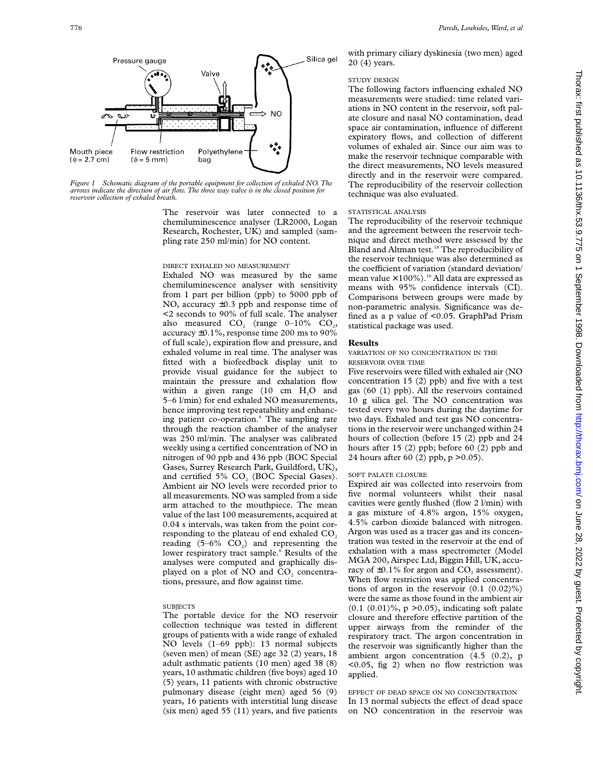Figure 1 Schematic diagram of the portable equipment for collection of exhaled NO. The arrows indicate the direction of air flow. The three way valve is in the closed position for reservoir collection of exhaled breath.

The reservoir was later connected to a chemiluminescence analyser (LR2000, Logan Research, Rochester, UK) and sampled (sampling rate 250 ml/min) for NO content.

#### DIRECT EXHALED NO MEASUREMENT

Exhaled NO was measured by the same chemiluminescence analyser with sensitivity from 1 part per billion (ppb) to 5000 ppb of NO, accuracy ±0.3 ppb and response time of <2 seconds to 90% of full scale. The analyser also measured $CO_2$ (range 0–10% $CO_2$, accuracy ±0.1%, response time 200 ms to 90% of full scale), expiration flow and pressure, and exhaled volume in real time. The analyser was fitted with a biofeedback display unit to provide visual guidance for the subject to maintain the pressure and exhalation flow within a given range (10 cm $H_2O$ and 5–6 l/min) for end exhaled NO measurements, hence improving test repeatability and enhancing patient co-operation.[6] The sampling rate through the reaction chamber of the analyser was 250 ml/min. The analyser was calibrated weekly using a certified concentration of NO in nitrogen of 90 ppb and 436 ppb (BOC Special Gases, Surrey Research Park, Guildford, UK), and certified 5% $CO_2$ (BOC Special Gases). Ambient air NO levels were recorded prior to all measurements. NO was sampled from a side arm attached to the mouthpiece. The mean value of the last 100 measurements, acquired at 0.04 s intervals, was taken from the point corresponding to the plateau of end exhaled $CO_2$ reading (5–6% $CO_2$) and representing the lower respiratory tract sample.[6] Results of the analyses were computed and graphically displayed on a plot of NO and $CO_2$ concentrations, pressure, and flow against time.

#### SUBJECTS

The portable device for the NO reservoir collection technique was tested in different groups of patients with a wide range of exhaled NO levels (1–69 ppb): 13 normal subjects (seven men) of mean (SE) age 32 (2) years, 18 adult asthmatic patients (10 men) aged 38 (8) years, 10 asthmatic children (five boys) aged 10 (5) years, 11 patients with chronic obstructive pulmonary disease (eight men) aged 56 (9) years, 16 patients with interstitial lung disease (six men) aged 55 (11) years, and five patients with primary ciliary dyskinesia (two men) aged 20 (4) years.

#### STUDY DESIGN

The following factors influencing exhaled NO measurements were studied: time related variations in NO content in the reservoir, soft palate closure and nasal NO contamination, dead space air contamination, influence of different expiratory flows, and collection of different volumes of exhaled air. Since our aim was to make the reservoir technique comparable with the direct measurements, NO levels measured directly and in the reservoir were compared. The reproducibility of the reservoir collection technique was also evaluated.

#### STATISTICAL ANALYSIS

The reproducibility of the reservoir technique and the agreement between the reservoir technique and direct method were assessed by the Bland and Altman test.[18] The reproducibility of the reservoir technique was also determined as the coefficient of variation (standard deviation/mean value ×100%).[16] All data are expressed as means with 95% confidence intervals (CI). Comparisons between groups were made by non-parametric analysis. Significance was defined as a p value of <0.05. GraphPad Prism statistical package was used.

## Results

#### VARIATION OF NO CONCENTRATION IN THE RESERVOIR OVER TIME

Five reservoirs were filled with exhaled air (NO concentration 15 (2) ppb) and five with a test gas (60 (1) ppb). All the reservoirs contained 10 g silica gel. The NO concentration was tested every two hours during the daytime for two days. Exhaled and test gas NO concentrations in the reservoir were unchanged within 24 hours of collection (before 15 (2) ppb and 24 hours after 15 (2) ppb; before 60 (2) ppb and 24 hours after 60 (2) ppb, $p > 0.05$).

#### SOFT PALATE CLOSURE

Expired air was collected into reservoirs from five normal volunteers whilst their nasal cavities were gently flushed (flow 2 l/min) with a gas mixture of 4.8% argon, 15% oxygen, 4.5% carbon dioxide balanced with nitrogen. Argon was used as a tracer gas and its concentration was tested in the reservoir at the end of exhalation with a mass spectrometer (Model MGA 200, Airspec Ltd, Biggin Hill, UK, accuracy of ±0.1% for argon and $CO_2$ assessment). When flow restriction was applied concentrations of argon in the reservoir (0.1 (0.02)%) were the same as those found in the ambient air (0.1 (0.01)%, $p > 0.05$), indicating soft palate closure and therefore effective partition of the upper airways from the reminder of the respiratory tract. The argon concentration in the reservoir was significantly higher than the ambient argon concentration (4.5 (0.2), $p < 0.05$, fig 2) when no flow restriction was applied.

#### EFFECT OF DEAD SPACE ON NO CONCENTRATION

In 13 normal subjects the effect of dead space on NO concentration in the reservoir was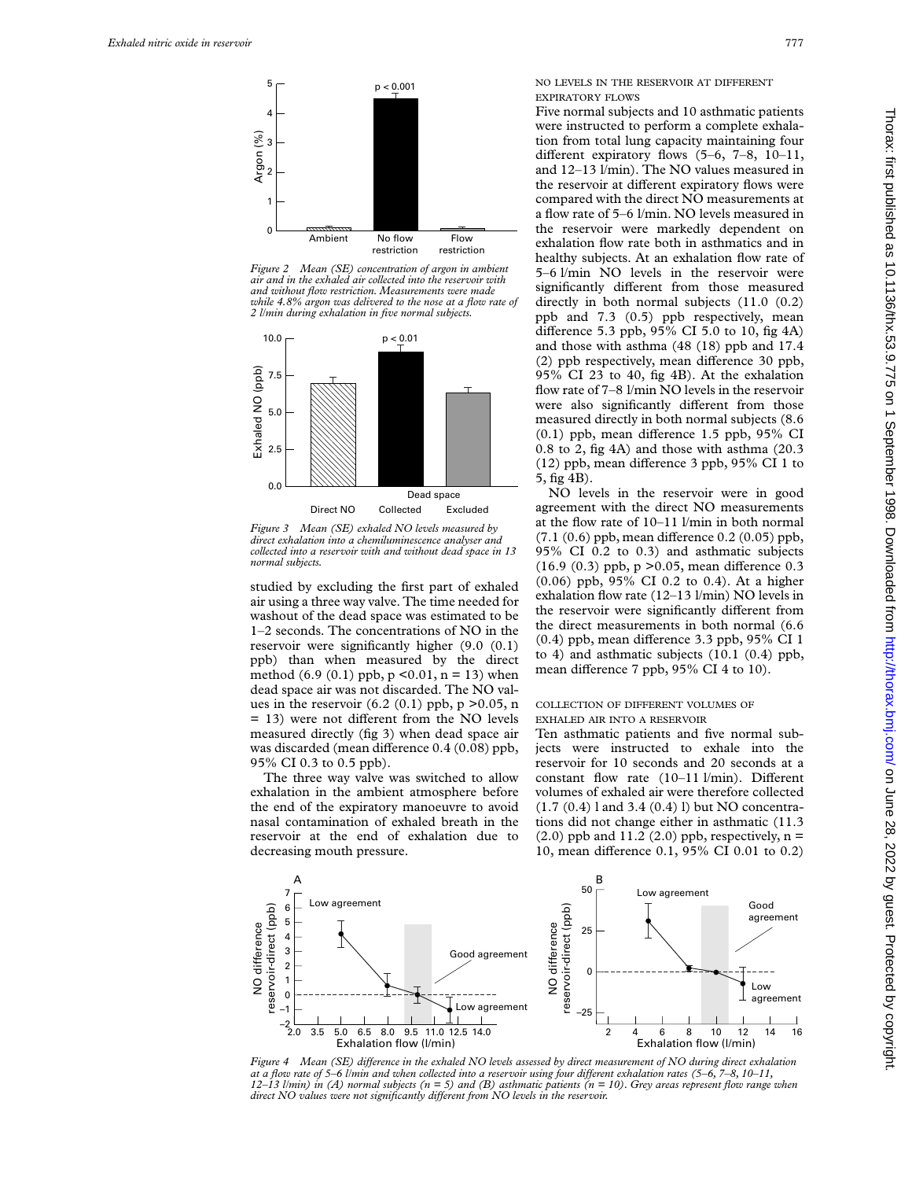*Figure 2 Mean (SE) concentration of argon in ambient air and in the exhaled air collected into the reservoir with and without flow restriction. Measurements were made while 4.8% argon was delivered to the nose at a flow rate of 2 l/min during exhalation in five normal subjects.*

*Figure 3 Mean (SE) exhaled NO levels measured by direct exhalation into a chemiluminescence analyser and collected into a reservoir with and without dead space in 13 normal subjects.*

studied by excluding the first part of exhaled air using a three way valve. The time needed for washout of the dead space was estimated to be 1–2 seconds. The concentrations of NO in the reservoir were significantly higher (9.0 (0.1) ppb) than when measured by the direct method (6.9 (0.1) ppb, $p < 0.01$, n = 13) when dead space air was not discarded. The NO values in the reservoir (6.2 (0.1) ppb, $p > 0.05$, n = 13) were not different from the NO levels measured directly (fig 3) when dead space air was discarded (mean difference 0.4 (0.08) ppb, 95% CI 0.3 to 0.5 ppb).

The three way valve was switched to allow exhalation in the ambient atmosphere before the end of the expiratory manoeuvre to avoid nasal contamination of exhaled breath in the reservoir at the end of exhalation due to decreasing mouth pressure.

### NO LEVELS IN THE RESERVOIR AT DIFFERENT EXPIRATORY FLOWS

Five normal subjects and 10 asthmatic patients were instructed to perform a complete exhalation from total lung capacity maintaining four different expiratory flows (5–6, 7–8, 10–11, and 12–13 l/min). The NO values measured in the reservoir at different expiratory flows were compared with the direct NO measurements at a flow rate of 5–6 l/min. NO levels measured in the reservoir were markedly dependent on exhalation flow rate both in asthmatics and in healthy subjects. At an exhalation flow rate of 5–6 l/min NO levels in the reservoir were significantly different from those measured directly in both normal subjects (11.0 (0.2) ppb and 7.3 (0.5) ppb respectively, mean difference 5.3 ppb, 95% CI 5.0 to 10, fig 4A) and those with asthma (48 (18) ppb and 17.4 (2) ppb respectively, mean difference 30 ppb, 95% CI 23 to 40, fig 4B). At the exhalation flow rate of 7–8 l/min NO levels in the reservoir were also significantly different from those measured directly in both normal subjects (8.6 (0.1) ppb, mean difference 1.5 ppb, 95% CI 0.8 to 2, fig 4A) and those with asthma (20.3 (12) ppb, mean difference 3 ppb, 95% CI 1 to 5, fig 4B).

NO levels in the reservoir were in good agreement with the direct NO measurements at the flow rate of 10–11 l/min in both normal (7.1 (0.6) ppb, mean difference 0.2 (0.05) ppb, 95% CI 0.2 to 0.3) and asthmatic subjects (16.9 (0.3) ppb, $p > 0.05$, mean difference 0.3 (0.06) ppb, 95% CI 0.2 to 0.4). At a higher exhalation flow rate (12–13 l/min) NO levels in the reservoir were significantly different from the direct measurements in both normal (6.6 (0.4) ppb, mean difference 3.3 ppb, 95% CI 1 to 4) and asthmatic subjects (10.1 (0.4) ppb, mean difference 7 ppb, 95% CI 4 to 10).

### COLLECTION OF DIFFERENT VOLUMES OF EXHALED AIR INTO A RESERVOIR

Ten asthmatic patients and five normal subjects were instructed to exhale into the reservoir for 10 seconds and 20 seconds at a constant flow rate (10–11 l/min). Different volumes of exhaled air were therefore collected (1.7 (0.4) l and 3.4 (0.4) l) but NO concentrations did not change either in asthmatic (11.3 (2.0) ppb and 11.2 (2.0) ppb, respectively, n = 10, mean difference 0.1, 95% CI 0.01 to 0.2)

*Figure 4 Mean (SE) difference in the exhaled NO levels assessed by direct measurement of NO during direct exhalation at a flow rate of 5–6 l/min and when collected into a reservoir using four different exhalation rates (5–6, 7–8, 10–11, 12–13 l/min) in (A) normal subjects (n = 5) and (B) asthmatic patients (n = 10). Grey areas represent flow range when direct NO values were not significantly different from NO levels in the reservoir.*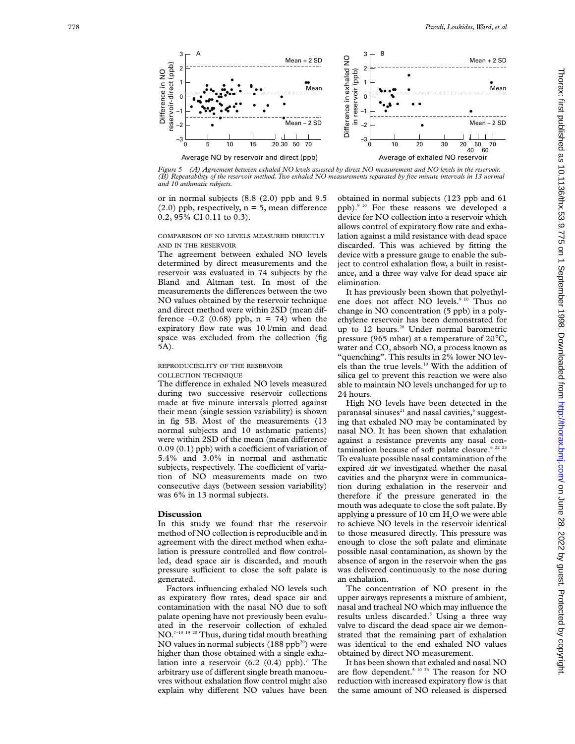*Figure 5 (A) Agreement between exhaled NO levels assessed by direct NO measurement and NO levels in the reservoir. (B) Repeatability of the reservoir method. Two exhaled NO measurements separated by five minute intervals in 13 normal and 10 asthmatic subjects.*

or in normal subjects (8.8 (2.0) ppb and 9.5 (2.0) ppb, respectively, n = 5, mean difference 0.2, 95% CI 0.11 to 0.3).

### COMPARISON OF NO LEVELS MEASURED DIRECTLY AND IN THE RESERVOIR

The agreement between exhaled NO levels determined by direct measurements and the reservoir was evaluated in 74 subjects by the Bland and Altman test. In most of the measurements the differences between the two NO values obtained by the reservoir technique and direct method were within 2SD (mean difference –0.2 (0.68) ppb, n = 74) when the expiratory flow rate was 10 l/min and dead space was excluded from the collection (fig 5A).

### REPRODUCIBILITY OF THE RESERVOIR COLLECTION TECHNIQUE

The difference in exhaled NO levels measured during two successive reservoir collections made at five minute intervals plotted against their mean (single session variability) is shown in fig 5B. Most of the measurements (13 normal subjects and 10 asthmatic patients) were within 2SD of the mean (mean difference 0.09 (0.1) ppb) with a coefficient of variation of 5.4% and 3.0% in normal and asthmatic subjects, respectively. The coefficient of variation of NO measurements made on two consecutive days (between session variability) was 6% in 13 normal subjects.

## Discussion

In this study we found that the reservoir method of NO collection is reproducible and in agreement with the direct method when exhalation is pressure controlled and flow controlled, dead space air is discarded, and mouth pressure sufficient to close the soft palate is generated.

Factors influencing exhaled NO levels such as expiratory flow rates, dead space air and contamination with the nasal NO due to soft palate opening have not previously been evaluated in the reservoir collection of exhaled NO.[7–10 19 20] Thus, during tidal mouth breathing NO values in normal subjects (188 ppb[20]) were higher than those obtained with a single exhalation into a reservoir (6.2 (0.4) ppb).[7] The arbitrary use of different single breath manoeuvres without exhalation flow control might also explain why different NO values have been obtained in normal subjects (123 ppb and 61 ppb).[9 10] For these reasons we developed a device for NO collection into a reservoir which allows control of expiratory flow rate and exhalation against a mild resistance with dead space discarded. This was achieved by fitting the device with a pressure gauge to enable the subject to control exhalation flow, a built in resistance, and a three way valve for dead space air elimination.

It has previously been shown that polyethylene does not affect NO levels.[9 10] Thus no change in NO concentration (5 ppb) in a polyethylene reservoir has been demonstrated for up to 12 hours.[20] Under normal barometric pressure (965 mbar) at a temperature of 20°C, water and $CO_2$ absorb NO, a process known as "quenching". This results in 2% lower NO levels than the true levels.[10] With the addition of silica gel to prevent this reaction we were also able to maintain NO levels unchanged for up to 24 hours.

High NO levels have been detected in the paranasal sinuses[21] and nasal cavities,[6] suggesting that exhaled NO may be contaminated by nasal NO. It has been shown that exhalation against a resistance prevents any nasal contamination because of soft palate closure.[6 22 23] To evaluate possible nasal contamination of the expired air we investigated whether the nasal cavities and the pharynx were in communication during exhalation in the reservoir and therefore if the pressure generated in the mouth was adequate to close the soft palate. By applying a pressure of 10 cm $H_2O$ we were able to achieve NO levels in the reservoir identical to those measured directly. This pressure was enough to close the soft palate and eliminate possible nasal contamination, as shown by the absence of argon in the reservoir when the gas was delivered continuously to the nose during an exhalation.

The concentration of NO present in the upper airways represents a mixture of ambient, nasal and tracheal NO which may influence the results unless discarded.[5] Using a three way valve to discard the dead space air we demonstrated that the remaining part of exhalation was identical to the end exhaled NO values obtained by direct NO measurement.

It has been shown that exhaled and nasal NO are flow dependent.[5 10 23] The reason for NO reduction with increased expiratory flow is that the same amount of NO released is dispersed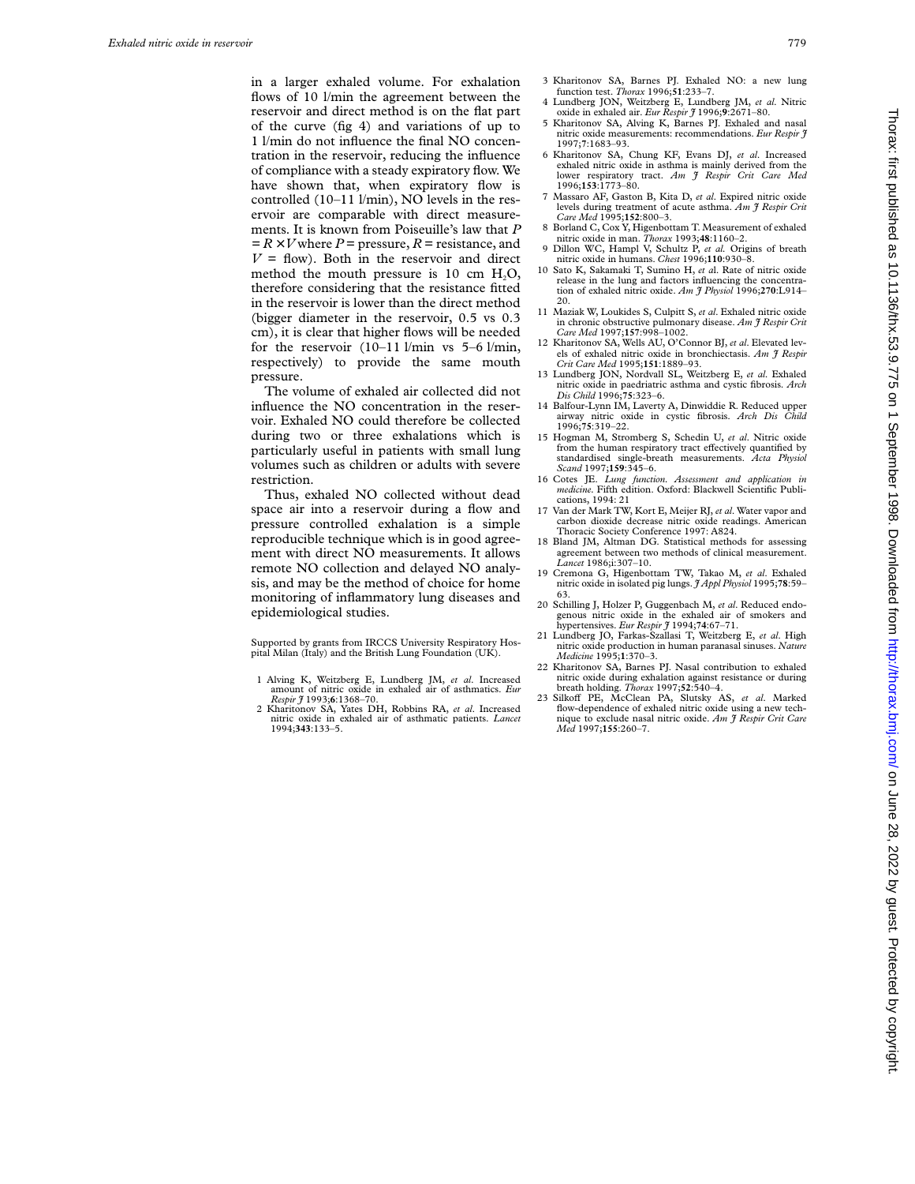in a larger exhaled volume. For exhalation flows of 10 l/min the agreement between the reservoir and direct method is on the flat part of the curve (fig 4) and variations of up to 1 l/min do not influence the final NO concentration in the reservoir, reducing the influence of compliance with a steady expiratory flow. We have shown that, when expiratory flow is controlled (10–11 l/min), NO levels in the reservoir are comparable with direct measurements. It is known from Poiseuille's law that $P = R \times V$ where $P$ = pressure, $R$ = resistance, and $V$ = flow). Both in the reservoir and direct method the mouth pressure is 10 cm $H_2O$, therefore considering that the resistance fitted in the reservoir is lower than the direct method (bigger diameter in the reservoir, 0.5 vs 0.3 cm), it is clear that higher flows will be needed for the reservoir (10–11 l/min vs 5–6 l/min, respectively) to provide the same mouth pressure.

The volume of exhaled air collected did not influence the NO concentration in the reservoir. Exhaled NO could therefore be collected during two or three exhalations which is particularly useful in patients with small lung volumes such as children or adults with severe restriction.

Thus, exhaled NO collected without dead space air into a reservoir during a flow and pressure controlled exhalation is a simple reproducible technique which is in good agreement with direct NO measurements. It allows remote NO collection and delayed NO analysis, and may be the method of choice for home monitoring of inflammatory lung diseases and epidemiological studies.

Supported by grants from IRCCS University Respiratory Hospital Milan (Italy) and the British Lung Foundation (UK).

1 Alving K, Weitzberg E, Lundberg JM, *et al*. Increased amount of nitric oxide in exhaled air of asthmatics. *Eur Respir J* 1993;**6**:1368–70.
2 Kharitonov SA, Yates DH, Robbins RA, *et al*. Increased nitric oxide in exhaled air of asthmatic patients. *Lancet* 1994;**343**:133–5.
3 Kharitonov SA, Barnes PJ. Exhaled NO: a new lung function test. *Thorax* 1996;**51**:233–7.
4 Lundberg JON, Weitzberg E, Lundberg JM, *et al*. Nitric oxide in exhaled air. *Eur Respir J* 1996;**9**:2671–80.
5 Kharitonov SA, Alving K, Barnes PJ. Exhaled and nasal nitric oxide measurements: recommendations. *Eur Respir J* 1997;**7**:1683–93.
6 Kharitonov SA, Chung KF, Evans DJ, *et al*. Increased exhaled nitric oxide in asthma is mainly derived from the lower respiratory tract. *Am J Respir Crit Care Med* 1996;**153**:1773–80.
7 Massaro AF, Gaston B, Kita D, *et al*. Expired nitric oxide levels during treatment of acute asthma. *Am J Respir Crit Care Med* 1995;**152**:800–3.
8 Borland C, Cox Y, Higenbottam T. Measurement of exhaled nitric oxide in man. *Thorax* 1993;**48**:1160–2.
9 Dillon WC, Hampl V, Schultz P, *et al.* Origins of breath nitric oxide in humans. *Chest* 1996;**110**:930–8.
10 Sato K, Sakamaki T, Sumino H, *et a*l. Rate of nitric oxide release in the lung and factors influencing the concentration of exhaled nitric oxide. *Am J Physiol* 1996;**270**:L914–20.
11 Maziak W, Loukides S, Culpitt S, *et al*. Exhaled nitric oxide in chronic obstructive pulmonary disease. *Am J Respir Crit Care Med* 1997;**157**:998–1002.
12 Kharitonov SA, Wells AU, O'Connor BJ, *et al*. Elevated levels of exhaled nitric oxide in bronchiectasis. *Am J Respir Crit Care Med* 1995;**151**:1889–93.
13 Lundberg JON, Nordvall SL, Weitzberg E, *et al*. Exhaled nitric oxide in paediatric asthma and cystic fibrosis. *Arch Dis Child* 1996;**75**:323–6.
14 Balfour-Lynn IM, Laverty A, Dinwiddie R. Reduced upper airway nitric oxide in cystic fibrosis. *Arch Dis Child* 1996;**75**:319–22.
15 Hogman M, Stromberg S, Schedin U, *et al*. Nitric oxide from the human respiratory tract effectively quantified by standardised single-breath measurements. *Acta Physiol Scand* 1997;**159**:345–6.
16 Cotes JE. *Lung function. Assessment and application in medicine*. Fifth edition. Oxford: Blackwell Scientific Publications, 1994: 21
17 Van der Mark TW, Kort E, Meijer RJ, *et al*. Water vapor and carbon dioxide decrease nitric oxide readings. American Thoracic Society Conference 1997: A824.
18 Bland JM, Altman DG. Statistical methods for assessing agreement between two methods of clinical measurement. *Lancet* 1986;**i**:307–10.
19 Cremona G, Higenbottam TW, Takao M, *et al*. Exhaled nitric oxide in isolated pig lungs. *J Appl Physiol* 1995;**78**:59–63.
20 Schilling J, Holzer P, Guggenbach M, *et al*. Reduced endogenous nitric oxide in the exhaled air of smokers and hypertensives. *Eur Respir J* 1994;**74**:67–71.
21 Lundberg JO, Farkas-Szallasi T, Weitzberg E, *et al*. High nitric oxide production in human paranasal sinuses. *Nature Medicine* 1995;**1**:370–3.
22 Kharitonov SA, Barnes PJ. Nasal contribution to exhaled nitric oxide during exhalation against resistance or during breath holding. *Thorax* 1997;**52**:540–4.
23 Silkoff PE, McClean PA, Slutsky AS, *et al*. Marked flow-dependence of exhaled nitric oxide using a new technique to exclude nasal nitric oxide. *Am J Respir Crit Care Med* 1997;**155**:260–7.